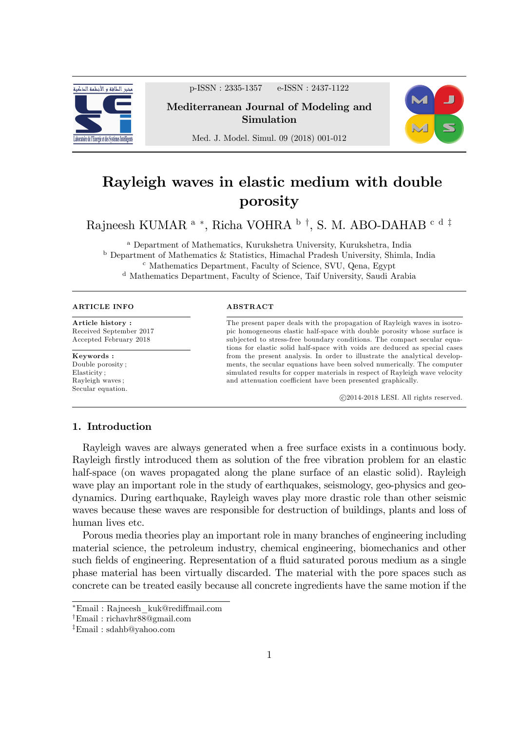# Rayleigh waves in elastic medium with double porosity

Rajneesh KUMAR [a] *, Richa VOHRA [b] †, S. M. ABO-DAHAB [c d] ‡

[a] Department of Mathematics, Kurukshetra University, Kurukshetra, India
[b] Department of Mathematics & Statistics, Himachal Pradesh University, Shimla, India
[c] Mathematics Department, Faculty of Science, SVU, Qena, Egypt
[d] Mathematics Department, Faculty of Science, Taif University, Saudi Arabia

**ARTICLE INFO**

**Article history :**
Received September 2017
Accepted February 2018

**Keywords :**
Double porosity ;
Elasticity ;
Rayleigh waves ;
Secular equation.

**ABSTRACT**

The present paper deals with the propagation of Rayleigh waves in isotropic homogeneous elastic half-space with double porosity whose surface is subjected to stress-free boundary conditions. The compact secular equations for elastic solid half-space with voids are deduced as special cases from the present analysis. In order to illustrate the analytical developments, the secular equations have been solved numerically. The computer simulated results for copper materials in respect of Rayleigh wave velocity and attenuation coefficient have been presented graphically.

©2014-2018 LESI. All rights reserved.

## 1. Introduction

Rayleigh waves are always generated when a free surface exists in a continuous body. Rayleigh firstly introduced them as solution of the free vibration problem for an elastic half-space (on waves propagated along the plane surface of an elastic solid). Rayleigh wave play an important role in the study of earthquakes, seismology, geo-physics and geo-dynamics. During earthquake, Rayleigh waves play more drastic role than other seismic waves because these waves are responsible for destruction of buildings, plants and loss of human lives etc.

Porous media theories play an important role in many branches of engineering including material science, the petroleum industry, chemical engineering, biomechanics and other such fields of engineering. Representation of a fluid saturated porous medium as a single phase material has been virtually discarded. The material with the pore spaces such as concrete can be treated easily because all concrete ingredients have the same motion if the

*Email : Rajneesh_kuk@rediffmail.com
†Email : richavhr88@gmail.com
‡Email : sdahb@yahoo.com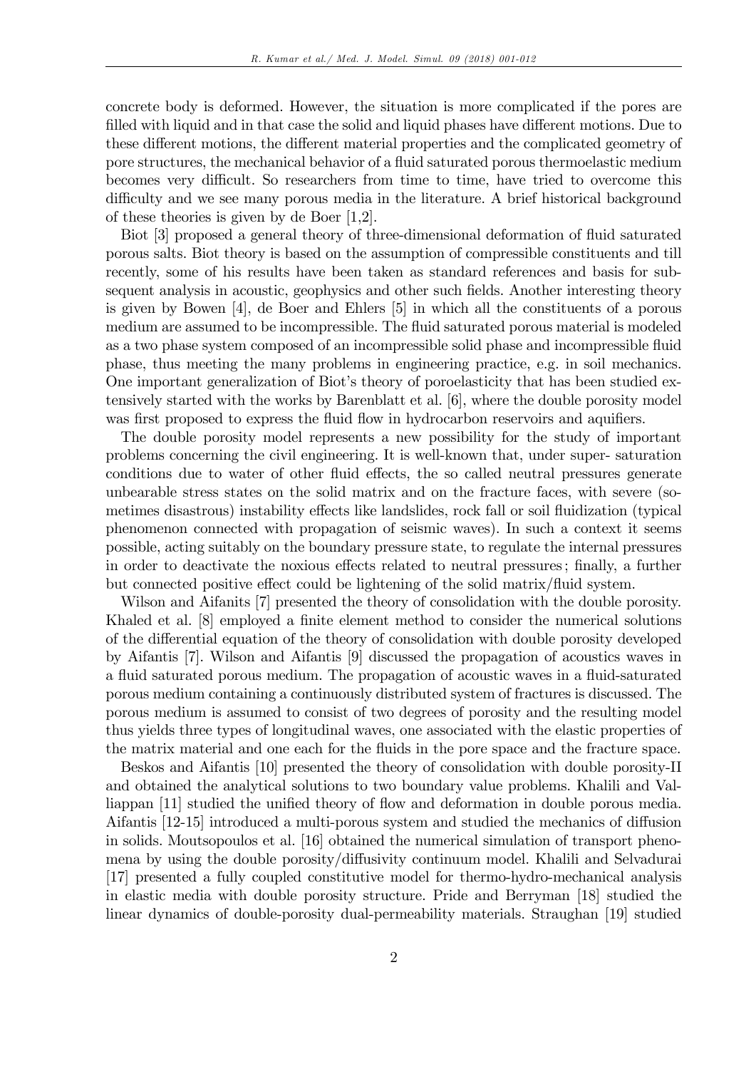concrete body is deformed. However, the situation is more complicated if the pores are filled with liquid and in that case the solid and liquid phases have different motions. Due to these different motions, the different material properties and the complicated geometry of pore structures, the mechanical behavior of a fluid saturated porous thermoelastic medium becomes very difficult. So researchers from time to time, have tried to overcome this difficulty and we see many porous media in the literature. A brief historical background of these theories is given by de Boer [1,2].

Biot [3] proposed a general theory of three-dimensional deformation of fluid saturated porous salts. Biot theory is based on the assumption of compressible constituents and till recently, some of his results have been taken as standard references and basis for subsequent analysis in acoustic, geophysics and other such fields. Another interesting theory is given by Bowen [4], de Boer and Ehlers [5] in which all the constituents of a porous medium are assumed to be incompressible. The fluid saturated porous material is modeled as a two phase system composed of an incompressible solid phase and incompressible fluid phase, thus meeting the many problems in engineering practice, e.g. in soil mechanics. One important generalization of Biot's theory of poroelasticity that has been studied extensively started with the works by Barenblatt et al. [6], where the double porosity model was first proposed to express the fluid flow in hydrocarbon reservoirs and aquifiers.

The double porosity model represents a new possibility for the study of important problems concerning the civil engineering. It is well-known that, under super- saturation conditions due to water of other fluid effects, the so called neutral pressures generate unbearable stress states on the solid matrix and on the fracture faces, with severe (sometimes disastrous) instability effects like landslides, rock fall or soil fluidization (typical phenomenon connected with propagation of seismic waves). In such a context it seems possible, acting suitably on the boundary pressure state, to regulate the internal pressures in order to deactivate the noxious effects related to neutral pressures ; finally, a further but connected positive effect could be lightening of the solid matrix/fluid system.

Wilson and Aifanits [7] presented the theory of consolidation with the double porosity. Khaled et al. [8] employed a finite element method to consider the numerical solutions of the differential equation of the theory of consolidation with double porosity developed by Aifantis [7]. Wilson and Aifantis [9] discussed the propagation of acoustics waves in a fluid saturated porous medium. The propagation of acoustic waves in a fluid-saturated porous medium containing a continuously distributed system of fractures is discussed. The porous medium is assumed to consist of two degrees of porosity and the resulting model thus yields three types of longitudinal waves, one associated with the elastic properties of the matrix material and one each for the fluids in the pore space and the fracture space.

Beskos and Aifantis [10] presented the theory of consolidation with double porosity-II and obtained the analytical solutions to two boundary value problems. Khalili and Valliappan [11] studied the unified theory of flow and deformation in double porous media. Aifantis [12-15] introduced a multi-porous system and studied the mechanics of diffusion in solids. Moutsopoulos et al. [16] obtained the numerical simulation of transport phenomena by using the double porosity/diffusivity continuum model. Khalili and Selvadurai [17] presented a fully coupled constitutive model for thermo-hydro-mechanical analysis in elastic media with double porosity structure. Pride and Berryman [18] studied the linear dynamics of double-porosity dual-permeability materials. Straughan [19] studied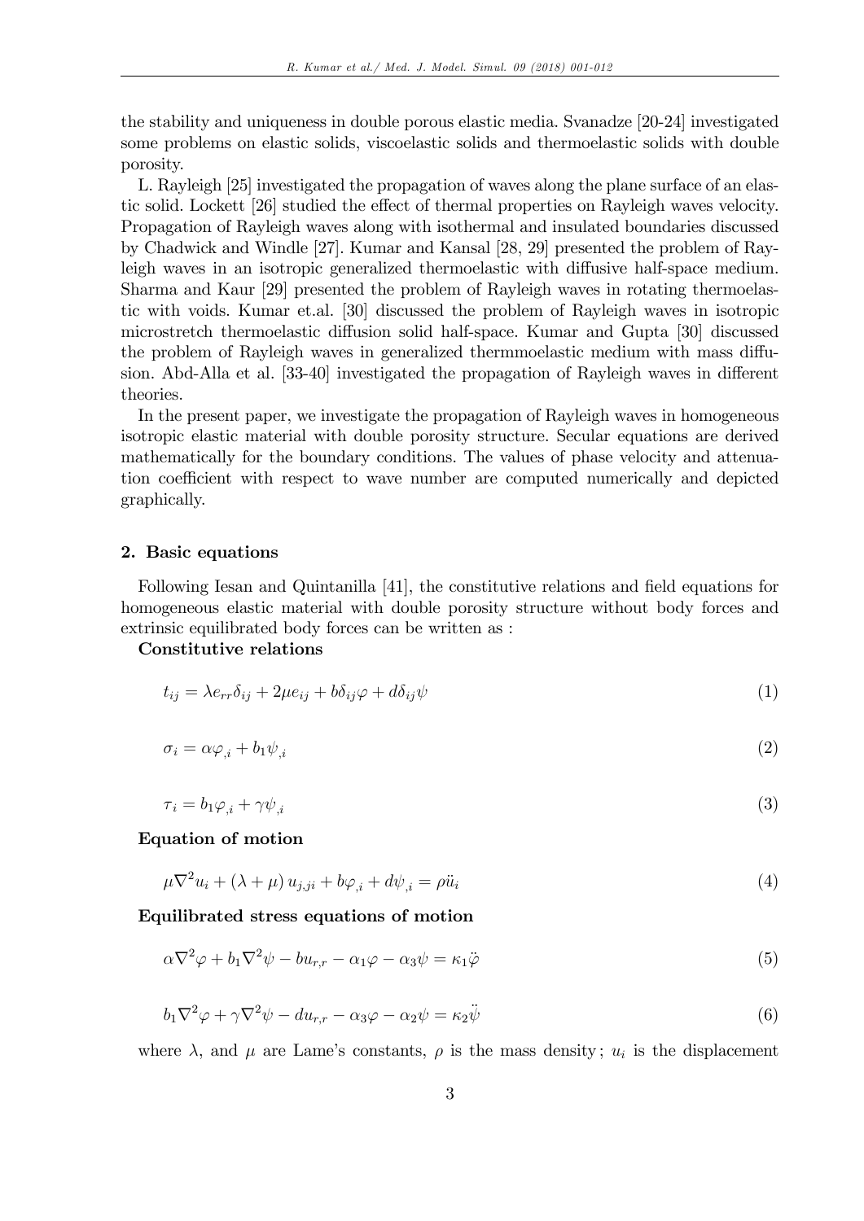the stability and uniqueness in double porous elastic media. Svanadze [20-24] investigated some problems on elastic solids, viscoelastic solids and thermoelastic solids with double porosity.

L. Rayleigh [25] investigated the propagation of waves along the plane surface of an elastic solid. Lockett [26] studied the effect of thermal properties on Rayleigh waves velocity. Propagation of Rayleigh waves along with isothermal and insulated boundaries discussed by Chadwick and Windle [27]. Kumar and Kansal [28, 29] presented the problem of Rayleigh waves in an isotropic generalized thermoelastic with diffusive half-space medium. Sharma and Kaur [29] presented the problem of Rayleigh waves in rotating thermoelastic with voids. Kumar et.al. [30] discussed the problem of Rayleigh waves in isotropic microstretch thermoelastic diffusion solid half-space. Kumar and Gupta [30] discussed the problem of Rayleigh waves in generalized thermmoelastic medium with mass diffusion. Abd-Alla et al. [33-40] investigated the propagation of Rayleigh waves in different theories.

In the present paper, we investigate the propagation of Rayleigh waves in homogeneous isotropic elastic material with double porosity structure. Secular equations are derived mathematically for the boundary conditions. The values of phase velocity and attenuation coefficient with respect to wave number are computed numerically and depicted graphically.

## 2. Basic equations

Following Iesan and Quintanilla [41], the constitutive relations and field equations for homogeneous elastic material with double porosity structure without body forces and extrinsic equilibrated body forces can be written as :

**Constitutive relations**

$$t_{ij} = \lambda e_{rr}\delta_{ij} + 2\mu e_{ij} + b\delta_{ij}\varphi + d\delta_{ij}\psi \tag{1}$$

$$\sigma_i = \alpha\varphi_{,i} + b_1\psi_{,i} \tag{2}$$

$$\tau_i = b_1\varphi_{,i} + \gamma\psi_{,i} \tag{3}$$

**Equation of motion**

$$\mu\nabla^2 u_i + (\lambda + \mu)\, u_{j,ji} + b\varphi_{,i} + d\psi_{,i} = \rho\ddot{u}_i \tag{4}$$

**Equilibrated stress equations of motion**

$$\alpha\nabla^2\varphi + b_1\nabla^2\psi - bu_{r,r} - \alpha_1\varphi - \alpha_3\psi = \kappa_1\ddot{\varphi} \tag{5}$$

$$b_1\nabla^2\varphi + \gamma\nabla^2\psi - du_{r,r} - \alpha_3\varphi - \alpha_2\psi = \kappa_2\ddot{\psi} \tag{6}$$

where $\lambda$, and $\mu$ are Lame's constants, $\rho$ is the mass density; $u_i$ is the displacement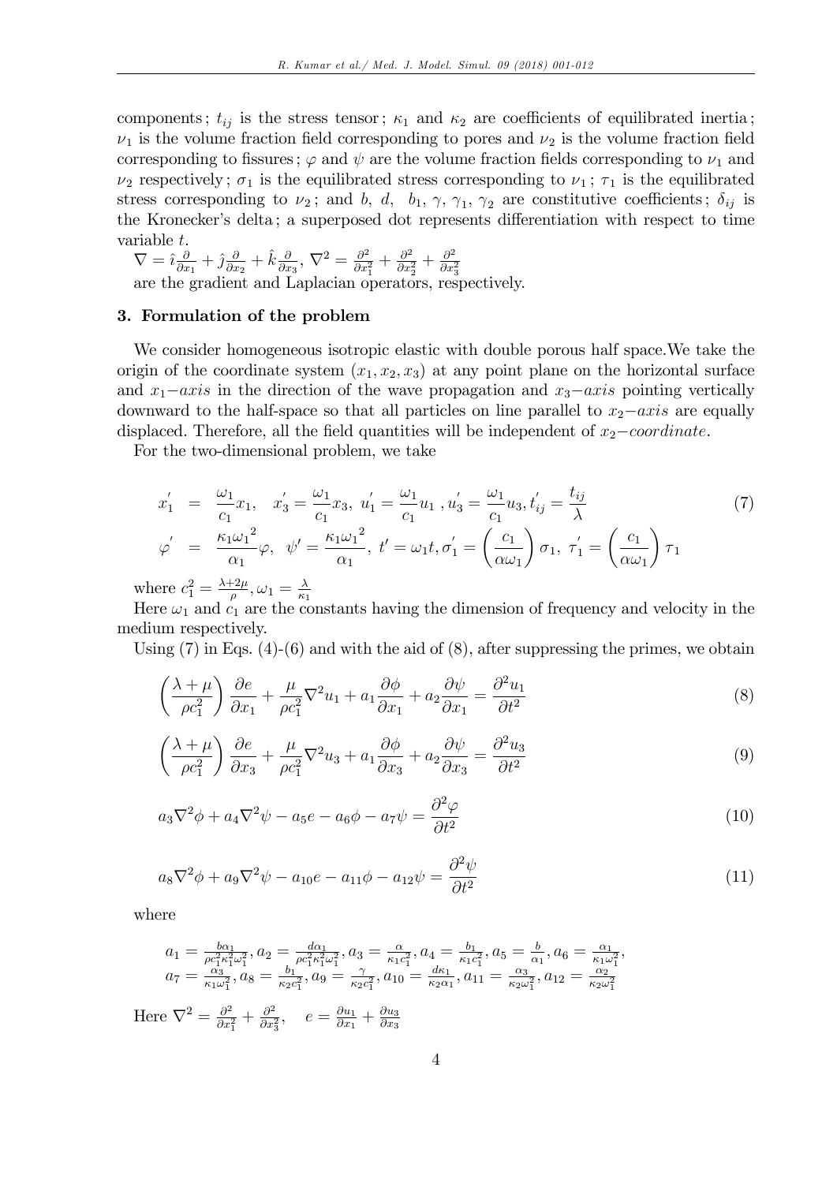components; $t_{ij}$ is the stress tensor; $\kappa_1$ and $\kappa_2$ are coefficients of equilibrated inertia; $\nu_1$ is the volume fraction field corresponding to pores and $\nu_2$ is the volume fraction field corresponding to fissures; $\varphi$ and $\psi$ are the volume fraction fields corresponding to $\nu_1$ and $\nu_2$ respectively; $\sigma_1$ is the equilibrated stress corresponding to $\nu_1$; $\tau_1$ is the equilibrated stress corresponding to $\nu_2$; and $b,\ d,\ \ b_1,\ \gamma,\ \gamma_1,\ \gamma_2$ are constitutive coefficients; $\delta_{ij}$ is the Kronecker's delta; a superposed dot represents differentiation with respect to time variable $t$.

$\nabla = \hat{\imath}\frac{\partial}{\partial x_1} + \hat{\jmath}\frac{\partial}{\partial x_2} + \hat{k}\frac{\partial}{\partial x_3}$, $\nabla^2 = \frac{\partial^2}{\partial x_1^2} + \frac{\partial^2}{\partial x_2^2} + \frac{\partial^2}{\partial x_3^2}$
are the gradient and Laplacian operators, respectively.

## 3. Formulation of the problem

We consider homogeneous isotropic elastic with double porous half space.We take the origin of the coordinate system $(x_1, x_2, x_3)$ at any point plane on the horizontal surface and $x_1-axis$ in the direction of the wave propagation and $x_3-axis$ pointing vertically downward to the half-space so that all particles on line parallel to $x_2-axis$ are equally displaced. Therefore, all the field quantities will be independent of $x_2-coordinate$.

For the two-dimensional problem, we take

$$
\begin{aligned}
x_1^{'} &= \frac{\omega_1}{c_1}x_1, \quad x_3^{'} = \frac{\omega_1}{c_1}x_3,\ u_1^{'} = \frac{\omega_1}{c_1}u_1\ , u_3^{'} = \frac{\omega_1}{c_1}u_3, t_{ij}^{'} = \frac{t_{ij}}{\lambda} \\
\varphi^{'} &= \frac{\kappa_1 {\omega_1}^2}{\alpha_1}\varphi,\ \ \psi' = \frac{\kappa_1 {\omega_1}^2}{\alpha_1},\ t' = \omega_1 t, \sigma_1^{'} = \left(\frac{c_1}{\alpha\omega_1}\right)\sigma_1,\ \tau_1^{'} = \left(\frac{c_1}{\alpha\omega_1}\right)\tau_1
\end{aligned}
\tag{7}
$$

where $c_1^2 = \frac{\lambda+2\mu}{\rho}, \omega_1 = \frac{\lambda}{\kappa_1}$

Here $\omega_1$ and $c_1$ are the constants having the dimension of frequency and velocity in the medium respectively.

Using (7) in Eqs. (4)-(6) and with the aid of (8), after suppressing the primes, we obtain

$$
\left(\frac{\lambda+\mu}{\rho c_1^2}\right)\frac{\partial e}{\partial x_1} + \frac{\mu}{\rho c_1^2}\nabla^2 u_1 + a_1\frac{\partial \phi}{\partial x_1} + a_2\frac{\partial \psi}{\partial x_1} = \frac{\partial^2 u_1}{\partial t^2} \tag{8}
$$

$$
\left(\frac{\lambda+\mu}{\rho c_1^2}\right)\frac{\partial e}{\partial x_3} + \frac{\mu}{\rho c_1^2}\nabla^2 u_3 + a_1\frac{\partial \phi}{\partial x_3} + a_2\frac{\partial \psi}{\partial x_3} = \frac{\partial^2 u_3}{\partial t^2} \tag{9}
$$

$$
a_3\nabla^2\phi + a_4\nabla^2\psi - a_5 e - a_6\phi - a_7\psi = \frac{\partial^2 \varphi}{\partial t^2} \tag{10}
$$

$$
a_8\nabla^2\phi + a_9\nabla^2\psi - a_{10} e - a_{11}\phi - a_{12}\psi = \frac{\partial^2 \psi}{\partial t^2} \tag{11}
$$

where

$a_1 = \frac{b\alpha_1}{\rho c_1^2 \kappa_1^2 \omega_1^2}, a_2 = \frac{d\alpha_1}{\rho c_1^2 \kappa_1^2 \omega_1^2}, a_3 = \frac{\alpha}{\kappa_1 c_1^2}, a_4 = \frac{b_1}{\kappa_1 c_1^2}, a_5 = \frac{b}{\alpha_1}, a_6 = \frac{\alpha_1}{\kappa_1 \omega_1^2},$
$a_7 = \frac{\alpha_3}{\kappa_1 \omega_1^2}, a_8 = \frac{b_1}{\kappa_2 c_1^2}, a_9 = \frac{\gamma}{\kappa_2 c_1^2}, a_{10} = \frac{d\kappa_1}{\kappa_2 \alpha_1}, a_{11} = \frac{\alpha_3}{\kappa_2 \omega_1^2}, a_{12} = \frac{\alpha_2}{\kappa_2 \omega_1^2}$

Here $\nabla^2 = \frac{\partial^2}{\partial x_1^2} + \frac{\partial^2}{\partial x_3^2}, \quad e = \frac{\partial u_1}{\partial x_1} + \frac{\partial u_3}{\partial x_3}$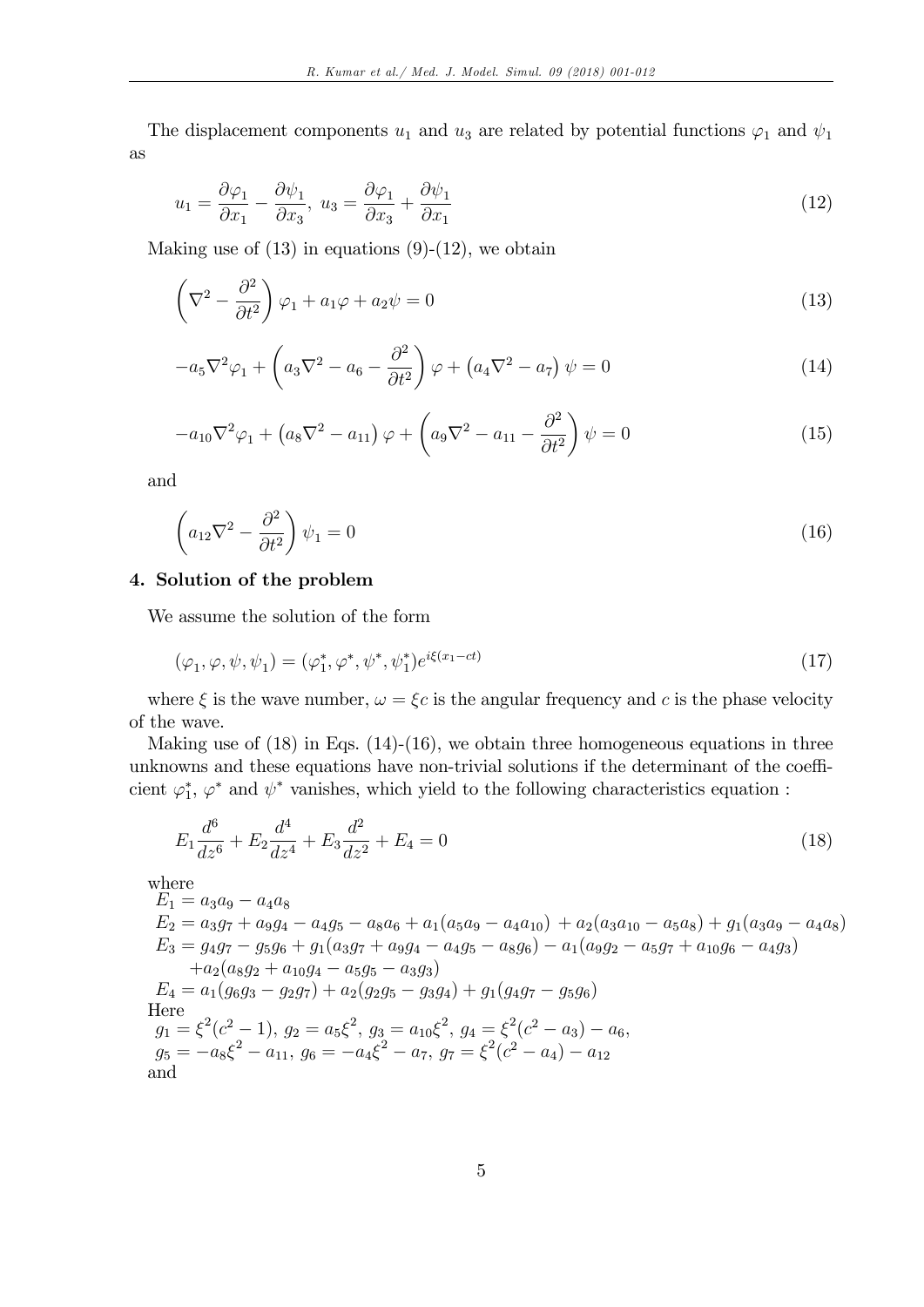The displacement components $u_1$ and $u_3$ are related by potential functions $\varphi_1$ and $\psi_1$ as

$$u_1 = \frac{\partial \varphi_1}{\partial x_1} - \frac{\partial \psi_1}{\partial x_3},\; u_3 = \frac{\partial \varphi_1}{\partial x_3} + \frac{\partial \psi_1}{\partial x_1} \tag{12}$$

Making use of (13) in equations (9)-(12), we obtain

$$\left(\nabla^2 - \frac{\partial^2}{\partial t^2}\right)\varphi_1 + a_1\varphi + a_2\psi = 0 \tag{13}$$

$$-a_5\nabla^2\varphi_1 + \left(a_3\nabla^2 - a_6 - \frac{\partial^2}{\partial t^2}\right)\varphi + \left(a_4\nabla^2 - a_7\right)\psi = 0 \tag{14}$$

$$-a_{10}\nabla^2\varphi_1 + \left(a_8\nabla^2 - a_{11}\right)\varphi + \left(a_9\nabla^2 - a_{11} - \frac{\partial^2}{\partial t^2}\right)\psi = 0 \tag{15}$$

and

$$\left(a_{12}\nabla^2 - \frac{\partial^2}{\partial t^2}\right)\psi_1 = 0 \tag{16}$$

## 4. Solution of the problem

We assume the solution of the form

$$(\varphi_1, \varphi, \psi, \psi_1) = (\varphi_1^*, \varphi^*, \psi^*, \psi_1^*)e^{i\xi(x_1 - ct)} \tag{17}$$

where $\xi$ is the wave number, $\omega = \xi c$ is the angular frequency and $c$ is the phase velocity of the wave.

Making use of (18) in Eqs. (14)-(16), we obtain three homogeneous equations in three unknowns and these equations have non-trivial solutions if the determinant of the coefficient $\varphi_1^*$, $\varphi^*$ and $\psi^*$ vanishes, which yield to the following characteristics equation :

$$E_1\frac{d^6}{dz^6} + E_2\frac{d^4}{dz^4} + E_3\frac{d^2}{dz^2} + E_4 = 0 \tag{18}$$

where

$E_1 = a_3a_9 - a_4a_8$

$E_2 = a_3g_7 + a_9g_4 - a_4g_5 - a_8a_6 + a_1(a_5a_9 - a_4a_{10}) + a_2(a_3a_{10} - a_5a_8) + g_1(a_3a_9 - a_4a_8)$

$E_3 = g_4g_7 - g_5g_6 + g_1(a_3g_7 + a_9g_4 - a_4g_5 - a_8g_6) - a_1(a_9g_2 - a_5g_7 + a_{10}g_6 - a_4g_3)$
$\quad + a_2(a_8g_2 + a_{10}g_4 - a_5g_5 - a_3g_3)$

$E_4 = a_1(g_6g_3 - g_2g_7) + a_2(g_2g_5 - g_3g_4) + g_1(g_4g_7 - g_5g_6)$

Here

$g_1 = \xi^2(c^2 - 1),\ g_2 = a_5\xi^2,\ g_3 = a_{10}\xi^2,\ g_4 = \xi^2(c^2 - a_3) - a_6,$

$g_5 = -a_8\xi^2 - a_{11},\ g_6 = -a_4\xi^2 - a_7,\ g_7 = \xi^2(c^2 - a_4) - a_{12}$

and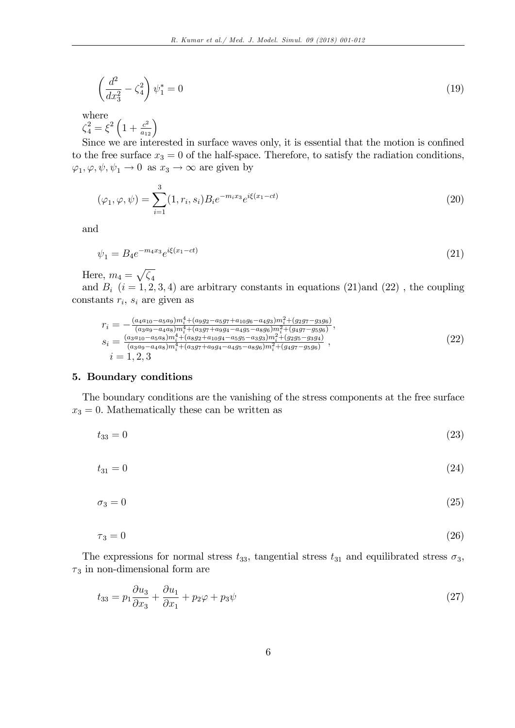$$\left(\frac{d^2}{dx_3^2} - \zeta_4^2\right)\psi_1^* = 0 \tag{19}$$

where
$\zeta_4^2 = \xi^2\left(1 + \frac{c^2}{a_{12}}\right)$

Since we are interested in surface waves only, it is essential that the motion is confined to the free surface $x_3 = 0$ of the half-space. Therefore, to satisfy the radiation conditions, $\varphi_1, \varphi, \psi, \psi_1 \to 0$ as $x_3 \to \infty$ are given by

$$(\varphi_1, \varphi, \psi) = \sum_{i=1}^{3}(1, r_i, s_i)B_i e^{-m_i x_3} e^{i\xi(x_1 - ct)} \tag{20}$$

and

$$\psi_1 = B_4 e^{-m_4 x_3} e^{i\xi(x_1 - ct)} \tag{21}$$

Here, $m_4 = \sqrt{\zeta_4}$

and $B_i$ $(i = 1, 2, 3, 4)$ are arbitrary constants in equations (21)and (22) , the coupling constants $r_i$, $s_i$ are given as

$$\begin{aligned}
r_i &= -\frac{(a_4a_{10} - a_5a_9)m_i^4 + (a_9g_2 - a_5g_7 + a_{10}g_6 - a_4g_3)m_i^2 + (g_2g_7 - g_3g_6)}{(a_3a_9 - a_4a_8)m_i^4 + (a_3g_7 + a_9g_4 - a_4g_5 - a_8g_6)m_i^2 + (g_4g_7 - g_5g_6)}, \\
s_i &= \frac{(a_3a_{10} - a_5a_8)m_i^4 + (a_8g_2 + a_{10}g_4 - a_5g_5 - a_3g_3)m_i^2 + (g_2g_5 - g_3g_4)}{(a_3a_9 - a_4a_8)m_i^4 + (a_3g_7 + a_9g_4 - a_4g_5 - a_8g_6)m_i^2 + (g_4g_7 - g_5g_6)}, \\
& i = 1, 2, 3
\end{aligned} \tag{22}$$

## 5. Boundary conditions

The boundary conditions are the vanishing of the stress components at the free surface $x_3 = 0$. Mathematically these can be written as

$$t_{33} = 0 \tag{23}$$

$$t_{31} = 0 \tag{24}$$

$$\sigma_3 = 0 \tag{25}$$

$$\tau_3 = 0 \tag{26}$$

The expressions for normal stress $t_{33}$, tangential stress $t_{31}$ and equilibrated stress $\sigma_3$, $\tau_3$ in non-dimensional form are

$$t_{33} = p_1\frac{\partial u_3}{\partial x_3} + \frac{\partial u_1}{\partial x_1} + p_2\varphi + p_3\psi \tag{27}$$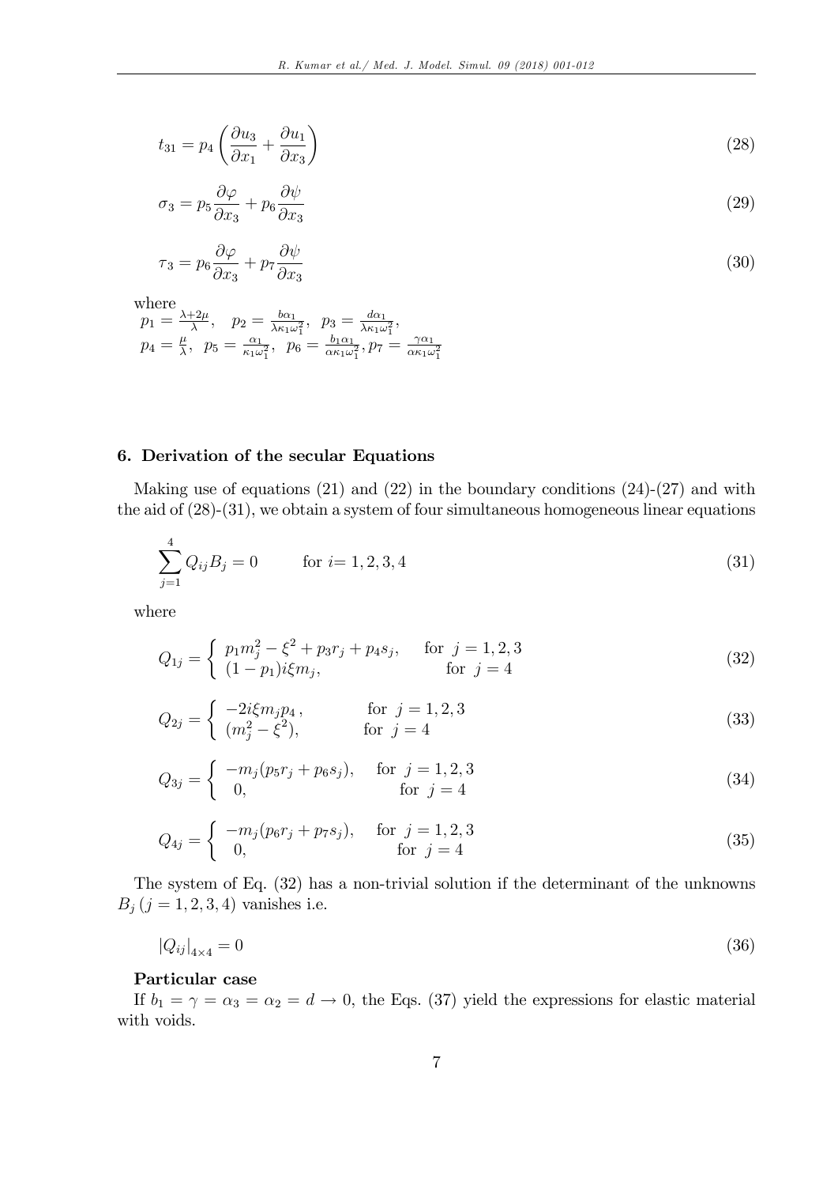$$t_{31} = p_4 \left( \frac{\partial u_3}{\partial x_1} + \frac{\partial u_1}{\partial x_3} \right) \tag{28}$$

$$\sigma_3 = p_5 \frac{\partial \varphi}{\partial x_3} + p_6 \frac{\partial \psi}{\partial x_3} \tag{29}$$

$$\tau_3 = p_6 \frac{\partial \varphi}{\partial x_3} + p_7 \frac{\partial \psi}{\partial x_3} \tag{30}$$

where
$p_1 = \frac{\lambda+2\mu}{\lambda}, \quad p_2 = \frac{b\alpha_1}{\lambda\kappa_1\omega_1^2}, \quad p_3 = \frac{d\alpha_1}{\lambda\kappa_1\omega_1^2},$
$p_4 = \frac{\mu}{\lambda}, \quad p_5 = \frac{\alpha_1}{\kappa_1\omega_1^2}, \quad p_6 = \frac{b_1\alpha_1}{\alpha\kappa_1\omega_1^2}, p_7 = \frac{\gamma\alpha_1}{\alpha\kappa_1\omega_1^2}$

## 6. Derivation of the secular Equations

Making use of equations (21) and (22) in the boundary conditions (24)-(27) and with the aid of (28)-(31), we obtain a system of four simultaneous homogeneous linear equations

$$\sum_{j=1}^{4} Q_{ij} B_j = 0 \qquad \text{for } i = 1, 2, 3, 4 \tag{31}$$

where

$$Q_{1j} = \begin{cases} p_1 m_j^2 - \xi^2 + p_3 r_j + p_4 s_j, & \text{for } j = 1, 2, 3 \\ (1 - p_1) i\xi m_j, & \text{for } j = 4 \end{cases} \tag{32}$$

$$Q_{2j} = \begin{cases} -2i\xi m_j p_4\,, & \text{for } j = 1, 2, 3 \\ (m_j^2 - \xi^2), & \text{for } j = 4 \end{cases} \tag{33}$$

$$Q_{3j} = \begin{cases} -m_j(p_5 r_j + p_6 s_j), & \text{for } j = 1, 2, 3 \\ 0, & \text{for } j = 4 \end{cases} \tag{34}$$

$$Q_{4j} = \begin{cases} -m_j(p_6 r_j + p_7 s_j), & \text{for } j = 1, 2, 3 \\ 0, & \text{for } j = 4 \end{cases} \tag{35}$$

The system of Eq. (32) has a non-trivial solution if the determinant of the unknowns $B_j \, (j = 1, 2, 3, 4)$ vanishes i.e.

$$|Q_{ij}|_{4\times 4} = 0 \tag{36}$$

**Particular case**

If $b_1 = \gamma = \alpha_3 = \alpha_2 = d \to 0$, the Eqs. (37) yield the expressions for elastic material with voids.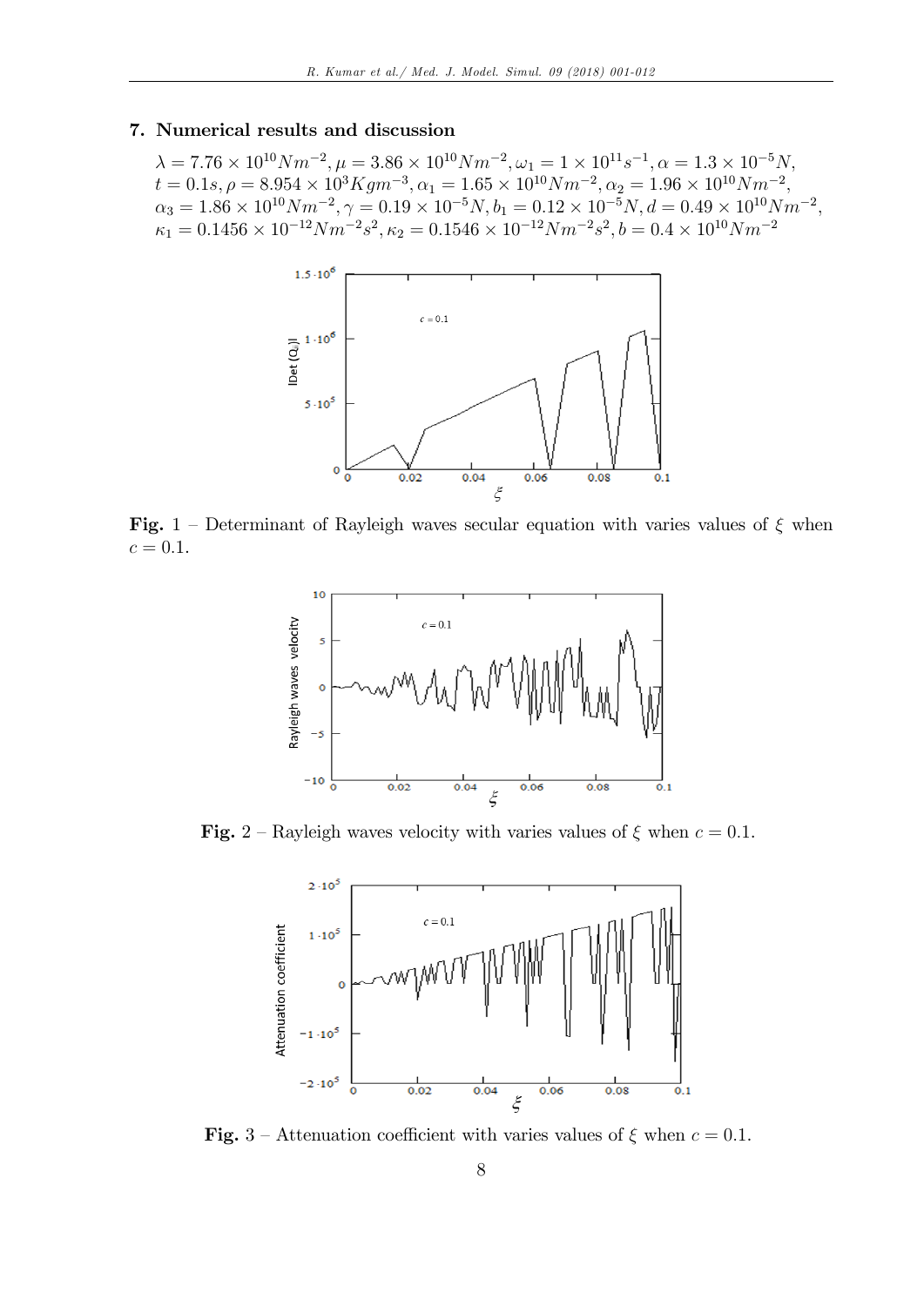## 7. Numerical results and discussion

$\lambda = 7.76 \times 10^{10} Nm^{-2}, \mu = 3.86 \times 10^{10} Nm^{-2}, \omega_1 = 1 \times 10^{11} s^{-1}, \alpha = 1.3 \times 10^{-5} N,$
$t = 0.1s, \rho = 8.954 \times 10^{3} Kgm^{-3}, \alpha_1 = 1.65 \times 10^{10} Nm^{-2}, \alpha_2 = 1.96 \times 10^{10} Nm^{-2},$
$\alpha_3 = 1.86 \times 10^{10} Nm^{-2}, \gamma = 0.19 \times 10^{-5} N, b_1 = 0.12 \times 10^{-5} N, d = 0.49 \times 10^{10} Nm^{-2},$
$\kappa_1 = 0.1456 \times 10^{-12} Nm^{-2}s^2, \kappa_2 = 0.1546 \times 10^{-12} Nm^{-2}s^2, b = 0.4 \times 10^{10} Nm^{-2}$

**Fig.** 1 – Determinant of Rayleigh waves secular equation with varies values of $\xi$ when $c = 0.1$.

**Fig.** 2 – Rayleigh waves velocity with varies values of $\xi$ when $c = 0.1$.

**Fig.** 3 – Attenuation coefficient with varies values of $\xi$ when $c = 0.1$.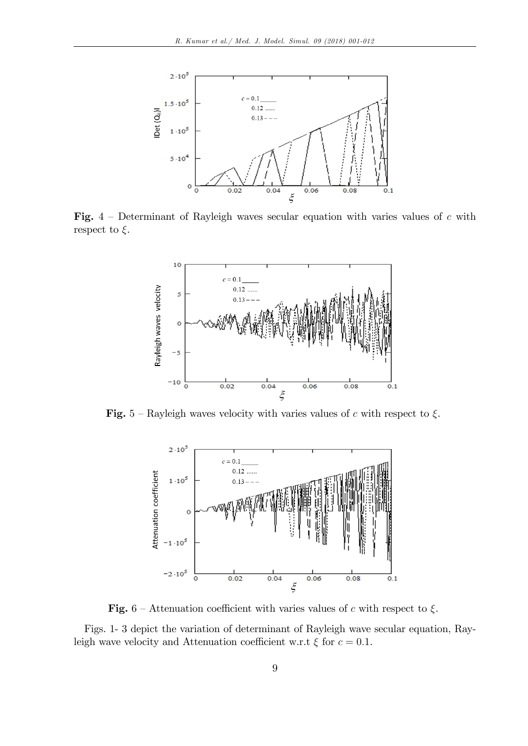**Fig.** 4 – Determinant of Rayleigh waves secular equation with varies values of $c$ with respect to $\xi$.

**Fig.** 5 – Rayleigh waves velocity with varies values of $c$ with respect to $\xi$.

**Fig.** 6 – Attenuation coefficient with varies values of $c$ with respect to $\xi$.

Figs. 1- 3 depict the variation of determinant of Rayleigh wave secular equation, Rayleigh wave velocity and Attenuation coefficient w.r.t $\xi$ for $c = 0.1$.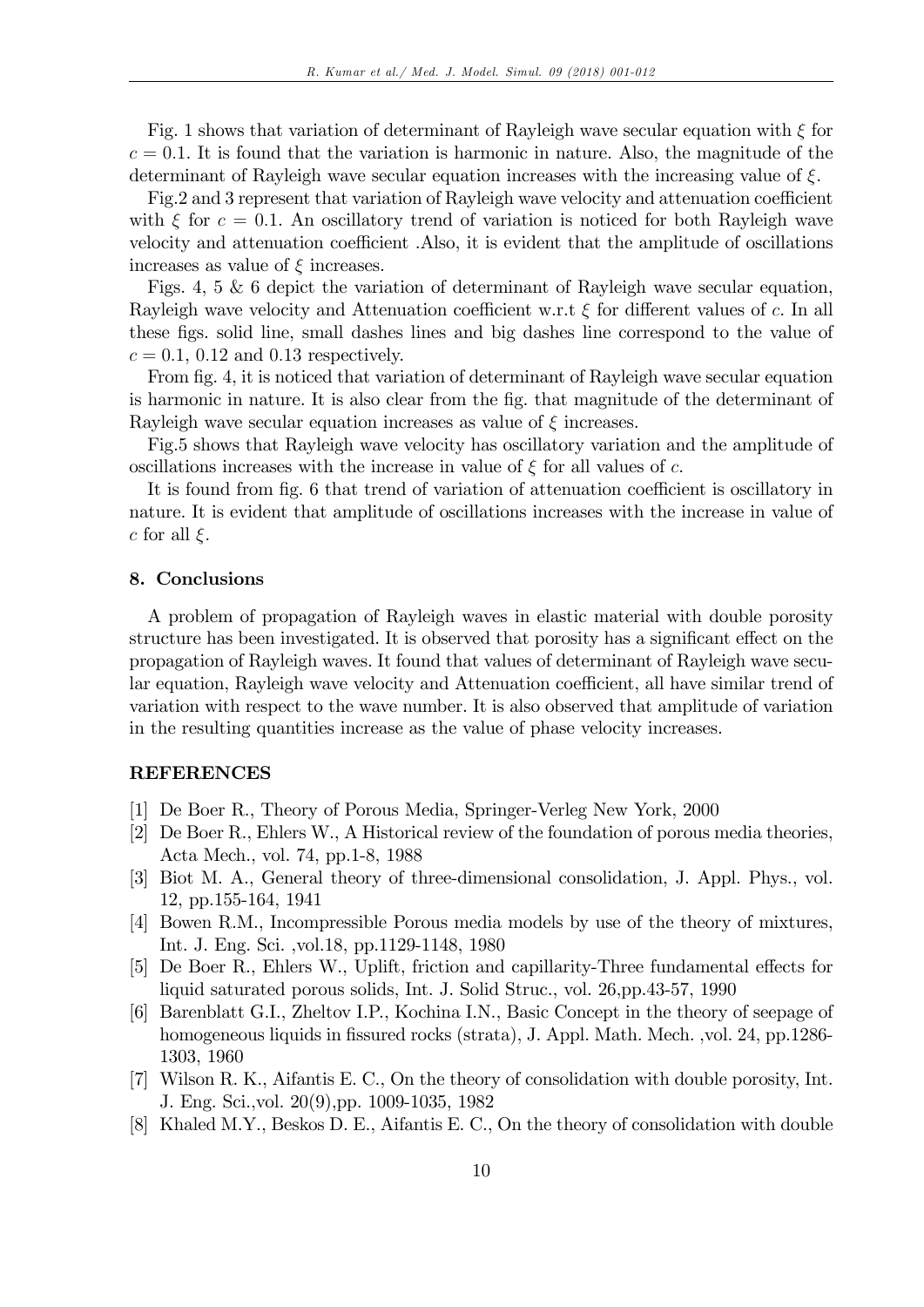Fig. 1 shows that variation of determinant of Rayleigh wave secular equation with $\xi$ for $c = 0.1$. It is found that the variation is harmonic in nature. Also, the magnitude of the determinant of Rayleigh wave secular equation increases with the increasing value of $\xi$.

Fig.2 and 3 represent that variation of Rayleigh wave velocity and attenuation coefficient with $\xi$ for $c = 0.1$. An oscillatory trend of variation is noticed for both Rayleigh wave velocity and attenuation coefficient .Also, it is evident that the amplitude of oscillations increases as value of $\xi$ increases.

Figs. 4, 5 & 6 depict the variation of determinant of Rayleigh wave secular equation, Rayleigh wave velocity and Attenuation coefficient w.r.t $\xi$ for different values of $c$. In all these figs. solid line, small dashes lines and big dashes line correspond to the value of $c = 0.1$, 0.12 and 0.13 respectively.

From fig. 4, it is noticed that variation of determinant of Rayleigh wave secular equation is harmonic in nature. It is also clear from the fig. that magnitude of the determinant of Rayleigh wave secular equation increases as value of $\xi$ increases.

Fig.5 shows that Rayleigh wave velocity has oscillatory variation and the amplitude of oscillations increases with the increase in value of $\xi$ for all values of $c$.

It is found from fig. 6 that trend of variation of attenuation coefficient is oscillatory in nature. It is evident that amplitude of oscillations increases with the increase in value of $c$ for all $\xi$.

## 8. Conclusions

A problem of propagation of Rayleigh waves in elastic material with double porosity structure has been investigated. It is observed that porosity has a significant effect on the propagation of Rayleigh waves. It found that values of determinant of Rayleigh wave secular equation, Rayleigh wave velocity and Attenuation coefficient, all have similar trend of variation with respect to the wave number. It is also observed that amplitude of variation in the resulting quantities increase as the value of phase velocity increases.

## REFERENCES

[1] De Boer R., Theory of Porous Media, Springer-Verleg New York, 2000

[2] De Boer R., Ehlers W., A Historical review of the foundation of porous media theories, Acta Mech., vol. 74, pp.1-8, 1988

[3] Biot M. A., General theory of three-dimensional consolidation, J. Appl. Phys., vol. 12, pp.155-164, 1941

[4] Bowen R.M., Incompressible Porous media models by use of the theory of mixtures, Int. J. Eng. Sci. ,vol.18, pp.1129-1148, 1980

[5] De Boer R., Ehlers W., Uplift, friction and capillarity-Three fundamental effects for liquid saturated porous solids, Int. J. Solid Struc., vol. 26,pp.43-57, 1990

[6] Barenblatt G.I., Zheltov I.P., Kochina I.N., Basic Concept in the theory of seepage of homogeneous liquids in fissured rocks (strata), J. Appl. Math. Mech. ,vol. 24, pp.1286-1303, 1960

[7] Wilson R. K., Aifantis E. C., On the theory of consolidation with double porosity, Int. J. Eng. Sci.,vol. 20(9),pp. 1009-1035, 1982

[8] Khaled M.Y., Beskos D. E., Aifantis E. C., On the theory of consolidation with double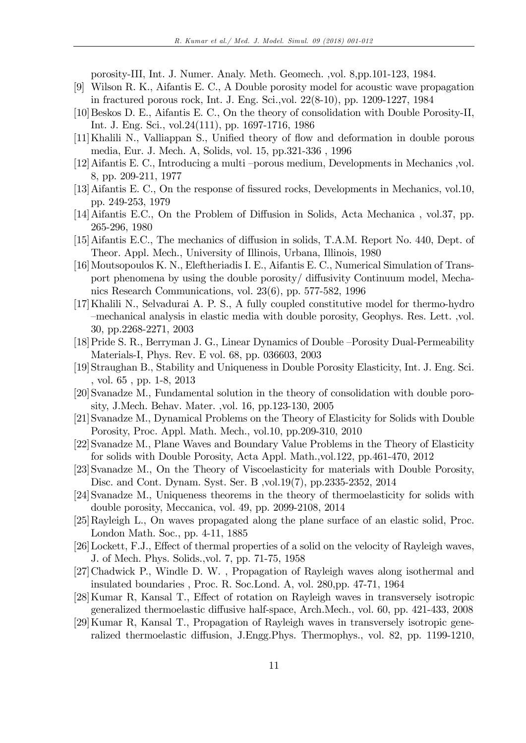porosity-III, Int. J. Numer. Analy. Meth. Geomech. ,vol. 8,pp.101-123, 1984.

[9] Wilson R. K., Aifantis E. C., A Double porosity model for acoustic wave propagation in fractured porous rock, Int. J. Eng. Sci.,vol. 22(8-10), pp. 1209-1227, 1984

[10] Beskos D. E., Aifantis E. C., On the theory of consolidation with Double Porosity-II, Int. J. Eng. Sci., vol.24(111), pp. 1697-1716, 1986

[11] Khalili N., Valliappan S., Unified theory of flow and deformation in double porous media, Eur. J. Mech. A, Solids, vol. 15, pp.321-336 , 1996

[12] Aifantis E. C., Introducing a multi –porous medium, Developments in Mechanics ,vol. 8, pp. 209-211, 1977

[13] Aifantis E. C., On the response of fissured rocks, Developments in Mechanics, vol.10, pp. 249-253, 1979

[14] Aifantis E.C., On the Problem of Diffusion in Solids, Acta Mechanica , vol.37, pp. 265-296, 1980

[15] Aifantis E.C., The mechanics of diffusion in solids, T.A.M. Report No. 440, Dept. of Theor. Appl. Mech., University of Illinois, Urbana, Illinois, 1980

[16] Moutsopoulos K. N., Eleftheriadis I. E., Aifantis E. C., Numerical Simulation of Transport phenomena by using the double porosity/ diffusivity Continuum model, Mechanics Research Communications, vol. 23(6), pp. 577-582, 1996

[17] Khalili N., Selvadurai A. P. S., A fully coupled constitutive model for thermo-hydro –mechanical analysis in elastic media with double porosity, Geophys. Res. Lett. ,vol. 30, pp.2268-2271, 2003

[18] Pride S. R., Berryman J. G., Linear Dynamics of Double –Porosity Dual-Permeability Materials-I, Phys. Rev. E vol. 68, pp. 036603, 2003

[19] Straughan B., Stability and Uniqueness in Double Porosity Elasticity, Int. J. Eng. Sci. , vol. 65 , pp. 1-8, 2013

[20] Svanadze M., Fundamental solution in the theory of consolidation with double porosity, J.Mech. Behav. Mater. ,vol. 16, pp.123-130, 2005

[21] Svanadze M., Dynamical Problems on the Theory of Elasticity for Solids with Double Porosity, Proc. Appl. Math. Mech., vol.10, pp.209-310, 2010

[22] Svanadze M., Plane Waves and Boundary Value Problems in the Theory of Elasticity for solids with Double Porosity, Acta Appl. Math.,vol.122, pp.461-470, 2012

[23] Svanadze M., On the Theory of Viscoelasticity for materials with Double Porosity, Disc. and Cont. Dynam. Syst. Ser. B ,vol.19(7), pp.2335-2352, 2014

[24] Svanadze M., Uniqueness theorems in the theory of thermoelasticity for solids with double porosity, Meccanica, vol. 49, pp. 2099-2108, 2014

[25] Rayleigh L., On waves propagated along the plane surface of an elastic solid, Proc. London Math. Soc., pp. 4-11, 1885

[26] Lockett, F.J., Effect of thermal properties of a solid on the velocity of Rayleigh waves, J. of Mech. Phys. Solids.,vol. 7, pp. 71-75, 1958

[27] Chadwick P., Windle D. W. , Propagation of Rayleigh waves along isothermal and insulated boundaries , Proc. R. Soc.Lond. A, vol. 280,pp. 47-71, 1964

[28] Kumar R, Kansal T., Effect of rotation on Rayleigh waves in transversely isotropic generalized thermoelastic diffusive half-space, Arch.Mech., vol. 60, pp. 421-433, 2008

[29] Kumar R, Kansal T., Propagation of Rayleigh waves in transversely isotropic generalized thermoelastic diffusion, J.Engg.Phys. Thermophys., vol. 82, pp. 1199-1210,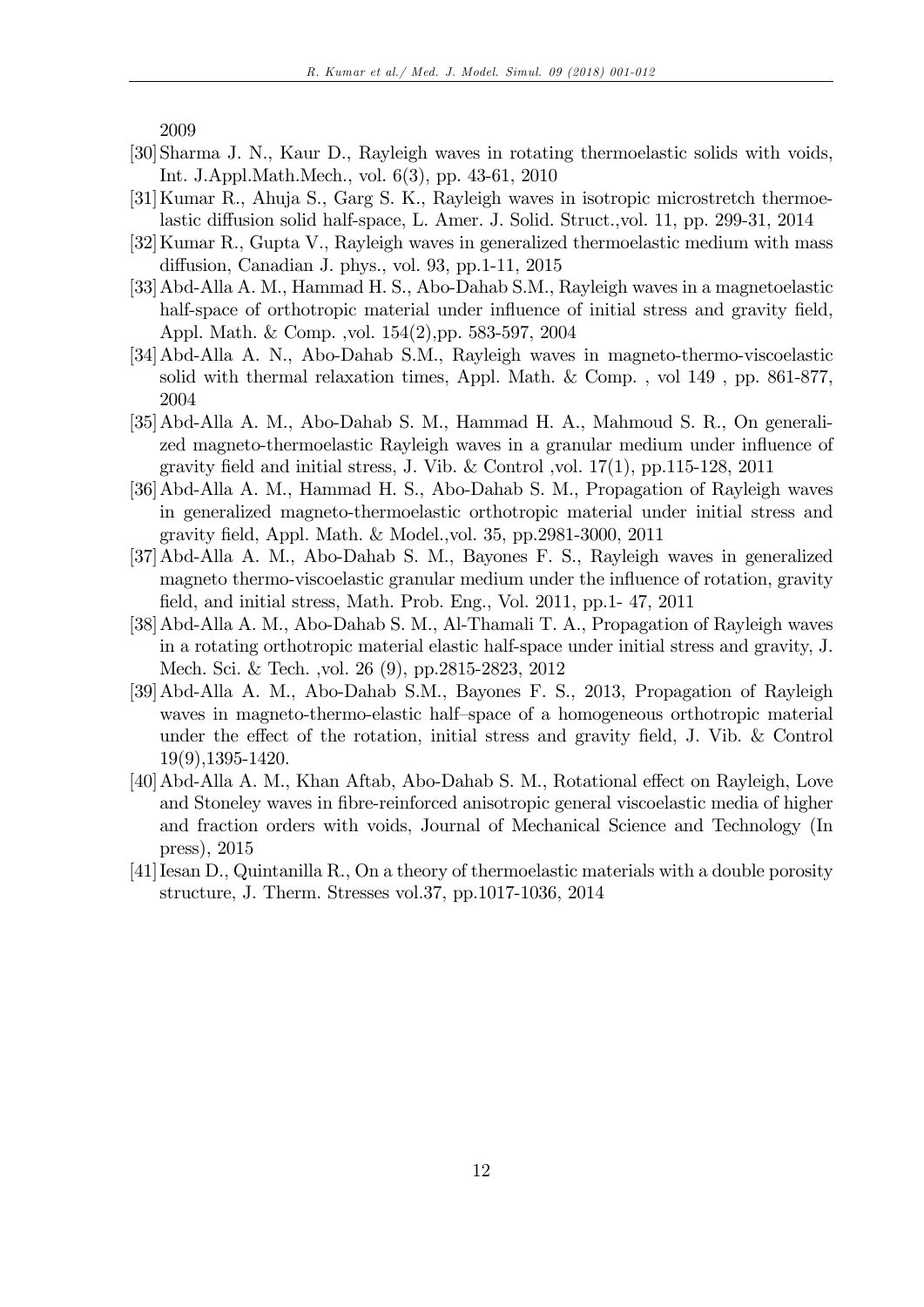2009

[30] Sharma J. N., Kaur D., Rayleigh waves in rotating thermoelastic solids with voids, Int. J.Appl.Math.Mech., vol. 6(3), pp. 43-61, 2010

[31] Kumar R., Ahuja S., Garg S. K., Rayleigh waves in isotropic microstretch thermoelastic diffusion solid half-space, L. Amer. J. Solid. Struct.,vol. 11, pp. 299-31, 2014

[32] Kumar R., Gupta V., Rayleigh waves in generalized thermoelastic medium with mass diffusion, Canadian J. phys., vol. 93, pp.1-11, 2015

[33] Abd-Alla A. M., Hammad H. S., Abo-Dahab S.M., Rayleigh waves in a magnetoelastic half-space of orthotropic material under influence of initial stress and gravity field, Appl. Math. & Comp. ,vol. 154(2),pp. 583-597, 2004

[34] Abd-Alla A. N., Abo-Dahab S.M., Rayleigh waves in magneto-thermo-viscoelastic solid with thermal relaxation times, Appl. Math. & Comp. , vol 149 , pp. 861-877, 2004

[35] Abd-Alla A. M., Abo-Dahab S. M., Hammad H. A., Mahmoud S. R., On generalized magneto-thermoelastic Rayleigh waves in a granular medium under influence of gravity field and initial stress, J. Vib. & Control ,vol. 17(1), pp.115-128, 2011

[36] Abd-Alla A. M., Hammad H. S., Abo-Dahab S. M., Propagation of Rayleigh waves in generalized magneto-thermoelastic orthotropic material under initial stress and gravity field, Appl. Math. & Model.,vol. 35, pp.2981-3000, 2011

[37] Abd-Alla A. M., Abo-Dahab S. M., Bayones F. S., Rayleigh waves in generalized magneto thermo-viscoelastic granular medium under the influence of rotation, gravity field, and initial stress, Math. Prob. Eng., Vol. 2011, pp.1- 47, 2011

[38] Abd-Alla A. M., Abo-Dahab S. M., Al-Thamali T. A., Propagation of Rayleigh waves in a rotating orthotropic material elastic half-space under initial stress and gravity, J. Mech. Sci. & Tech. ,vol. 26 (9), pp.2815-2823, 2012

[39] Abd-Alla A. M., Abo-Dahab S.M., Bayones F. S., 2013, Propagation of Rayleigh waves in magneto-thermo-elastic half–space of a homogeneous orthotropic material under the effect of the rotation, initial stress and gravity field, J. Vib. & Control 19(9),1395-1420.

[40] Abd-Alla A. M., Khan Aftab, Abo-Dahab S. M., Rotational effect on Rayleigh, Love and Stoneley waves in fibre-reinforced anisotropic general viscoelastic media of higher and fraction orders with voids, Journal of Mechanical Science and Technology (In press), 2015

[41] Iesan D., Quintanilla R., On a theory of thermoelastic materials with a double porosity structure, J. Therm. Stresses vol.37, pp.1017-1036, 2014